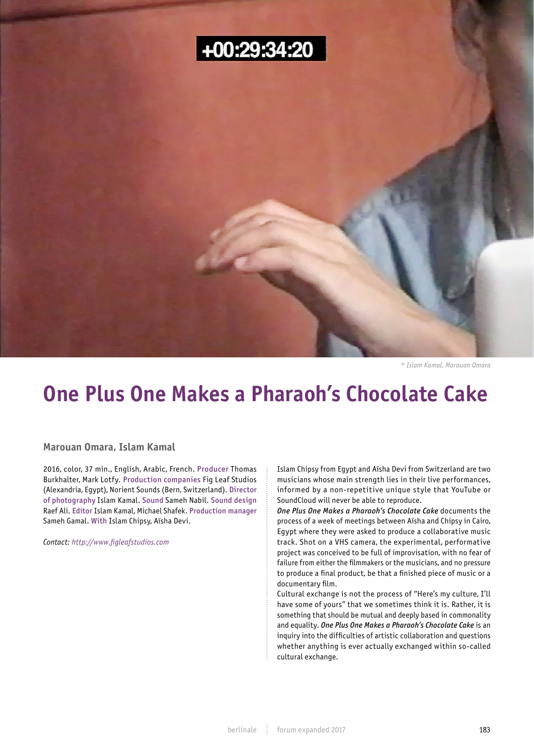© Islam Kamal, Marouan Omara

# One Plus One Makes a Pharaoh's Chocolate Cake

### Marouan Omara, Islam Kamal

2016, color, 37 min., English, Arabic, French. Producer Thomas Burkhalter, Mark Lotfy. Production companies Fig Leaf Studios (Alexandria, Egypt), Norient Sounds (Bern, Switzerland). Director of photography Islam Kamal. Sound Sameh Nabil. Sound design Raef Ali. Editor Islam Kamal, Michael Shafek. Production manager Sameh Gamal. With Islam Chipsy, Aïsha Devi.

*Contact: http://www.figleafstudios.com*

Islam Chipsy from Egypt and Aïsha Devi from Switzerland are two musicians whose main strength lies in their live performances, informed by a non-repetitive unique style that YouTube or SoundCloud will never be able to reproduce.

***One Plus One Makes a Pharaoh's Chocolate Cake*** documents the process of a week of meetings between Aïsha and Chipsy in Cairo, Egypt where they were asked to produce a collaborative music track. Shot on a VHS camera, the experimental, performative project was conceived to be full of improvisation, with no fear of failure from either the filmmakers or the musicians, and no pressure to produce a final product, be that a finished piece of music or a documentary film.

Cultural exchange is not the process of "Here's my culture, I'll have some of yours" that we sometimes think it is. Rather, it is something that should be mutual and deeply based in commonality and equality. ***One Plus One Makes a Pharaoh's Chocolate Cake*** is an inquiry into the difficulties of artistic collaboration and questions whether anything is ever actually exchanged within so-called cultural exchange.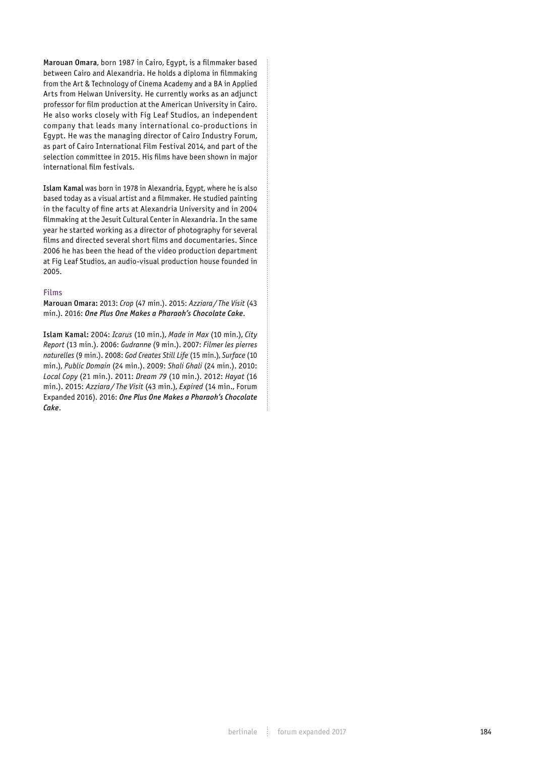**Marouan Omara**, born 1987 in Cairo, Egypt, is a filmmaker based between Cairo and Alexandria. He holds a diploma in filmmaking from the Art & Technology of Cinema Academy and a BA in Applied Arts from Helwan University. He currently works as an adjunct professor for film production at the American University in Cairo. He also works closely with Fig Leaf Studios, an independent company that leads many international co-productions in Egypt. He was the managing director of Cairo Industry Forum, as part of Cairo International Film Festival 2014, and part of the selection committee in 2015. His films have been shown in major international film festivals.

**Islam Kamal** was born in 1978 in Alexandria, Egypt, where he is also based today as a visual artist and a filmmaker. He studied painting in the faculty of fine arts at Alexandria University and in 2004 filmmaking at the Jesuit Cultural Center in Alexandria. In the same year he started working as a director of photography for several films and directed several short films and documentaries. Since 2006 he has been the head of the video production department at Fig Leaf Studios, an audio-visual production house founded in 2005.

## Films

**Marouan Omara:** 2013: *Crop* (47 min.). 2015: *Azziara / The Visit* (43 min.). 2016: ***One Plus One Makes a Pharaoh's Chocolate Cake***.

**Islam Kamal:** 2004: *Icarus* (10 min.), *Made in Max* (10 min.), *City Report* (13 min.). 2006: *Gudranne* (9 min.). 2007: *Filmer les pierres naturelles* (9 min.). 2008: *God Creates Still Life* (15 min.), *Surface* (10 min.), *Public Domain* (24 min.). 2009: *Shali Ghali* (24 min.). 2010: *Local Copy* (21 min.). 2011: *Dream 79* (10 min.). 2012: *Hayat* (16 min.). 2015: *Azziara / The Visit* (43 min.), *Expired* (14 min., Forum Expanded 2016). 2016: ***One Plus One Makes a Pharaoh's Chocolate Cake***.